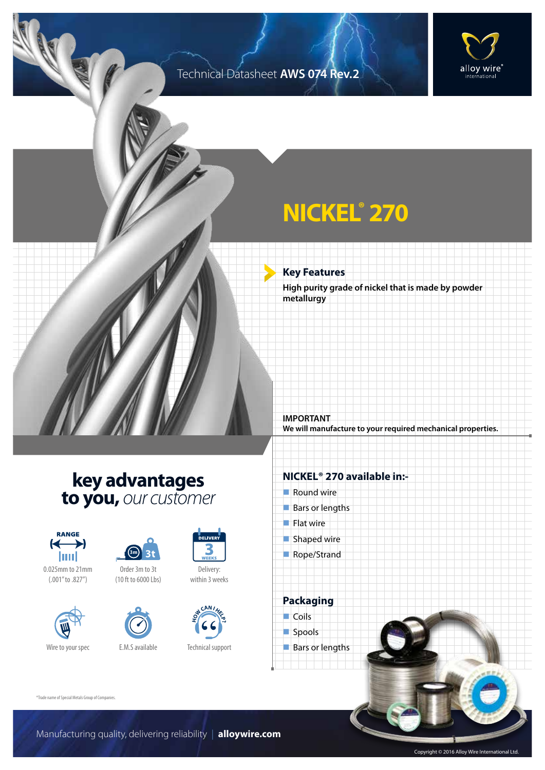Technical Datasheet **AWS 074 Rev.2**

# NICKEL® 270

## Key Features

**High purity grade of nickel that is made by powder metallurgy**

**IMPORTANT**
**We will manufacture to your required mechanical properties.**

## NICKEL® 270 available in:-

- Round wire
- Bars or lengths
- Flat wire
- Shaped wire
- Rope/Strand

## Packaging

- Coils
- Spools
- Bars or lengths

## key advantages to you, *our customer*

- RANGE: 0.025mm to 21mm (.001" to .827")
- Order 3m to 3t (10 ft to 6000 Lbs)
- Delivery: within 3 weeks
- Wire to your spec
- E.M.S available
- Technical support

*Trade name of Special Metals Group of Companies.

Manufacturing quality, delivering reliability | **alloywire.com**

Copyright © 2016 Alloy Wire International Ltd.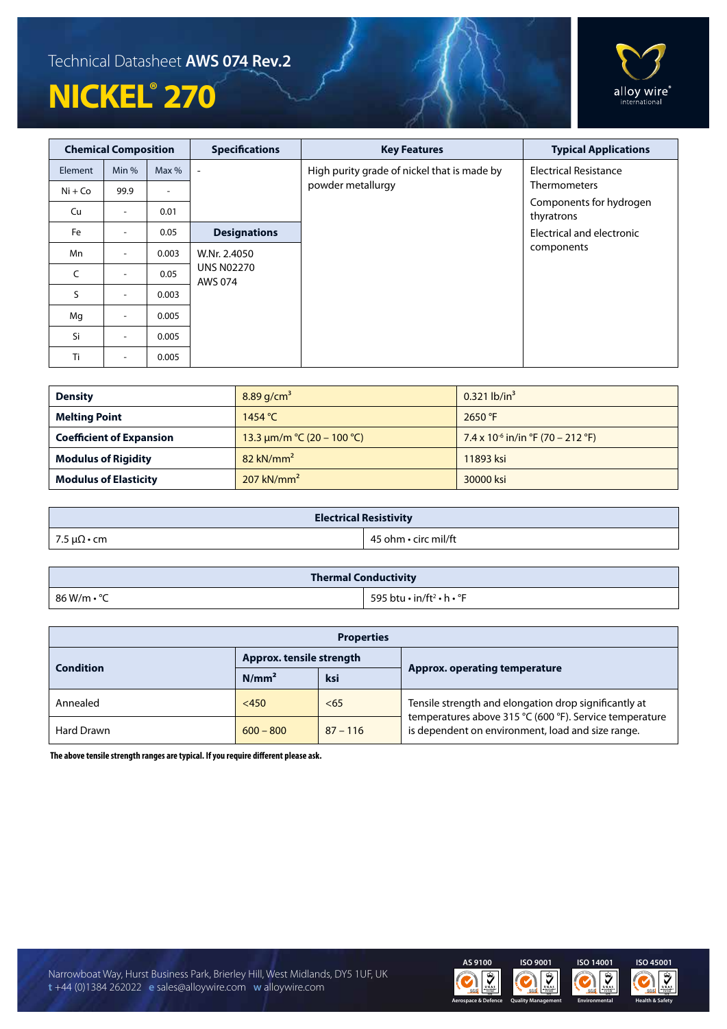Technical Datasheet **AWS 074 Rev.2**

# NICKEL® 270

| Chemical Composition | | | Specifications | Key Features | Typical Applications |
|---|---|---|---|---|---|
| Element | Min % | Max % | - | High purity grade of nickel that is made by powder metallurgy | Electrical Resistance Thermometers |
| Ni + Co | 99.9 | - | | | Components for hydrogen thyratrons |
| Cu | - | 0.01 | | | Electrical and electronic components |
| Fe | - | 0.05 | **Designations** | | |
| Mn | - | 0.003 | W.Nr. 2.4050<br>UNS N02270<br>AWS 074 | | |
| C | - | 0.05 | | | |
| S | - | 0.003 | | | |
| Mg | - | 0.005 | | | |
| Si | - | 0.005 | | | |
| Ti | - | 0.005 | | | |

| | | |
|---|---|---|
| **Density** | 8.89 g/cm³ | 0.321 lb/in³ |
| **Melting Point** | 1454 °C | 2650 °F |
| **Coefficient of Expansion** | 13.3 μm/m °C (20 – 100 °C) | 7.4 x $10^{-6}$ in/in °F (70 – 212 °F) |
| **Modulus of Rigidity** | 82 kN/mm² | 11893 ksi |
| **Modulus of Elasticity** | 207 kN/mm² | 30000 ksi |

| Electrical Resistivity | |
|---|---|
| 7.5 μΩ • cm | 45 ohm • circ mil/ft |

| Thermal Conductivity | |
|---|---|
| 86 W/m • °C | 595 btu • in/ft² • h • °F |

| Properties | | | |
|---|---|---|---|
| **Condition** | **Approx. tensile strength** | | **Approx. operating temperature** |
| | **N/mm²** | **ksi** | |
| Annealed | <450 | <65 | Tensile strength and elongation drop significantly at temperatures above 315 °C (600 °F). Service temperature is dependent on environment, load and size range. |
| Hard Drawn | 600 – 800 | 87 – 116 | |

**The above tensile strength ranges are typical. If you require different please ask.**

Narrowboat Way, Hurst Business Park, Brierley Hill, West Midlands, DY5 1UF, UK
t +44 (0)1384 262022 e sales@alloywire.com w alloywire.com

AS 9100 Aerospace & Defence | ISO 9001 Quality Management | ISO 14001 Environmental | ISO 45001 Health & Safety